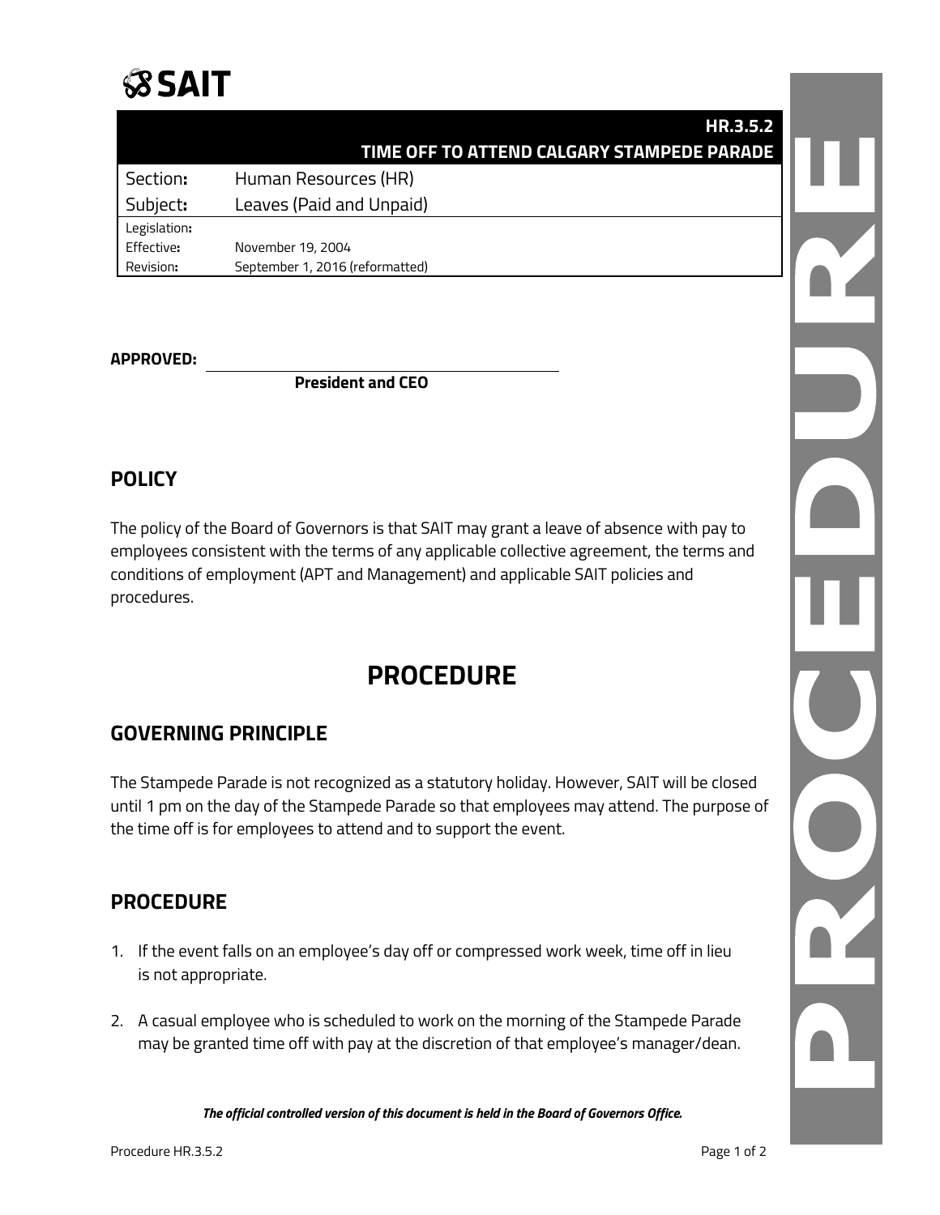# SAIT

## HR.3.5.2
## TIME OFF TO ATTEND CALGARY STAMPEDE PARADE

| | |
|---|---|
| Section: | Human Resources (HR) |
| Subject: | Leaves (Paid and Unpaid) |
| Legislation: | |
| Effective: | November 19, 2004 |
| Revision: | September 1, 2016 (reformatted) |

**APPROVED:** ______________________________

**President and CEO**

## POLICY

The policy of the Board of Governors is that SAIT may grant a leave of absence with pay to employees consistent with the terms of any applicable collective agreement, the terms and conditions of employment (APT and Management) and applicable SAIT policies and procedures.

# PROCEDURE

## GOVERNING PRINCIPLE

The Stampede Parade is not recognized as a statutory holiday. However, SAIT will be closed until 1 pm on the day of the Stampede Parade so that employees may attend. The purpose of the time off is for employees to attend and to support the event.

## PROCEDURE

1. If the event falls on an employee's day off or compressed work week, time off in lieu is not appropriate.
2. A casual employee who is scheduled to work on the morning of the Stampede Parade may be granted time off with pay at the discretion of that employee's manager/dean.

***The official controlled version of this document is held in the Board of Governors Office.***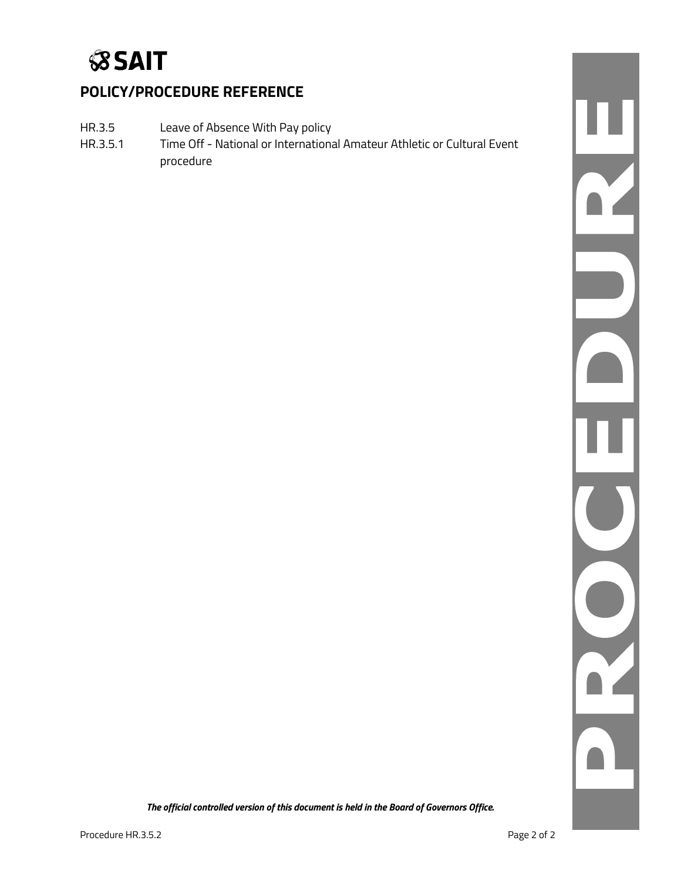## POLICY/PROCEDURE REFERENCE

| | |
|---|---|
| HR.3.5 | Leave of Absence With Pay policy |
| HR.3.5.1 | Time Off - National or International Amateur Athletic or Cultural Event procedure |

***The official controlled version of this document is held in the Board of Governors Office.***